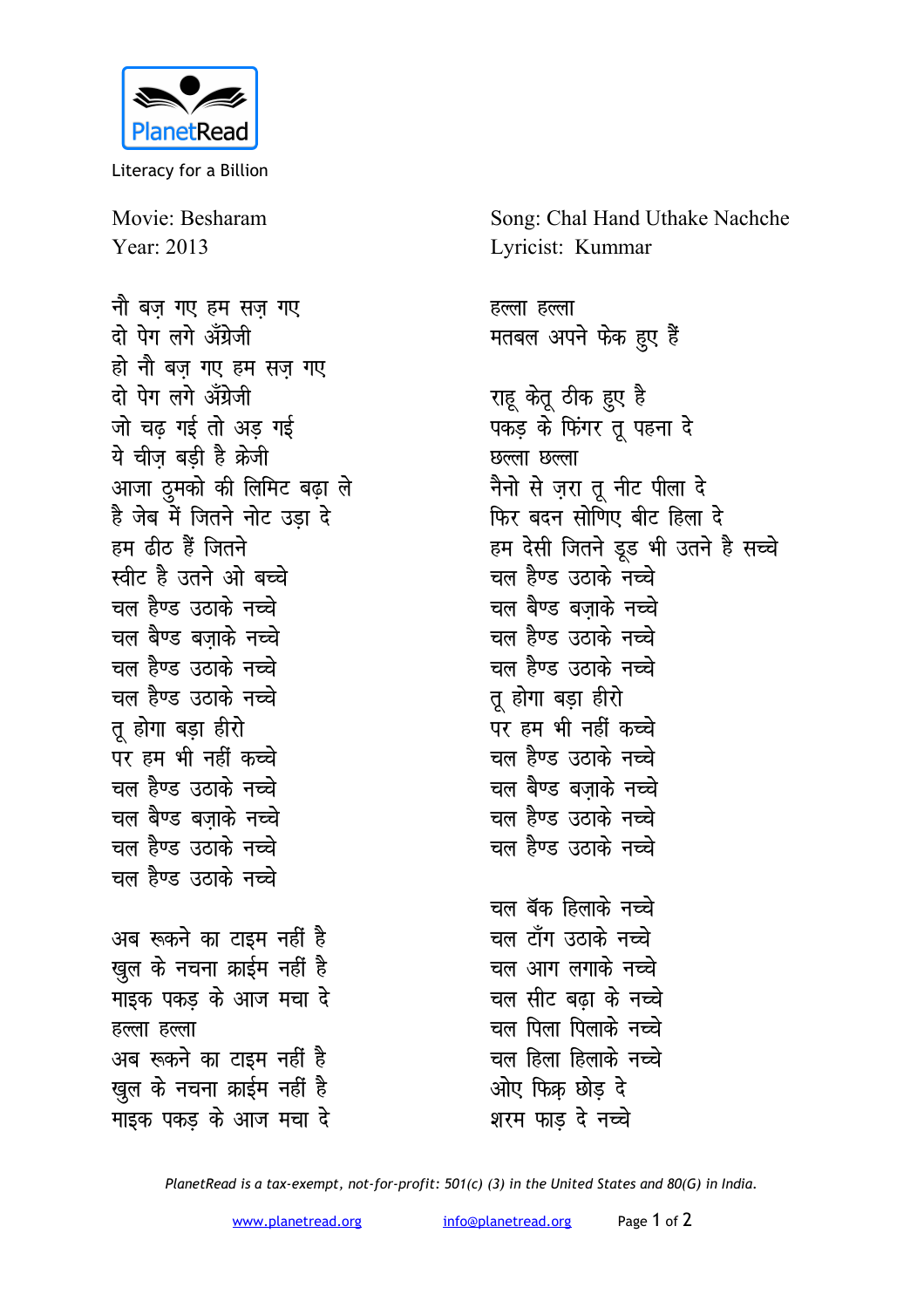PlanetRead

Literacy for a Billion

Movie: Besharam
Year: 2013

Song: Chal Hand Uthake Nachche
Lyricist: Kummar

नौ बज़ गए हम सज़ गए
दो पेग लगे अँग्रेजी
हो नौ बज़ गए हम सज़ गए
दो पेग लगे अँग्रेजी
जो चढ़ गई तो अड़ गई
ये चीज़ बड़ी है क्रेजी
आजा ठुमको की लिमिट बढ़ा ले
है जेब में जितने नोट उड़ा दे
हम ढीठ हैं जितने
स्वीट है उतने ओ बच्चे
चल हैण्ड उठाके नच्चे
चल बैण्ड बज़ाके नच्चे
चल हैण्ड उठाके नच्चे
चल हैण्ड उठाके नच्चे
तू होगा बड़ा हीरो
पर हम भी नहीं कच्चे
चल हैण्ड उठाके नच्चे
चल बैण्ड बज़ाके नच्चे
चल हैण्ड उठाके नच्चे
चल हैण्ड उठाके नच्चे

अब रूकने का टाइम नहीं है
खुल के नचना क्राईम नहीं है
माइक पकड़ के आज मचा दे
हल्ला हल्ला
अब रूकने का टाइम नहीं है
खुल के नचना क्राईम नहीं है
माइक पकड़ के आज मचा दे
हल्ला हल्ला
मतबल अपने फेक हुए हैं

राहू केतू ठीक हुए है
पकड़ के फिंगर तू पहना दे
छल्ला छल्ला
नैनो से ज़रा तू नीट पीला दे
फिर बदन सोणिए बीट हिला दे
हम देसी जितने डूड भी उतने है सच्चे
चल हैण्ड उठाके नच्चे
चल बैण्ड बज़ाके नच्चे
चल हैण्ड उठाके नच्चे
चल हैण्ड उठाके नच्चे
तू होगा बड़ा हीरो
पर हम भी नहीं कच्चे
चल हैण्ड उठाके नच्चे
चल बैण्ड बज़ाके नच्चे
चल हैण्ड उठाके नच्चे
चल हैण्ड उठाके नच्चे

चल बॅक हिलाके नच्चे
चल टाँग उठाके नच्चे
चल आग लगाके नच्चे
चल सीट बढ़ा के नच्चे
चल पिला पिलाके नच्चे
चल हिला हिलाके नच्चे
ओए फिक्र छोड़ दे
शरम फाड़ दे नच्चे

*PlanetRead is a tax-exempt, not-for-profit: 501(c) (3) in the United States and 80(G) in India.*

www.planetread.org info@planetread.org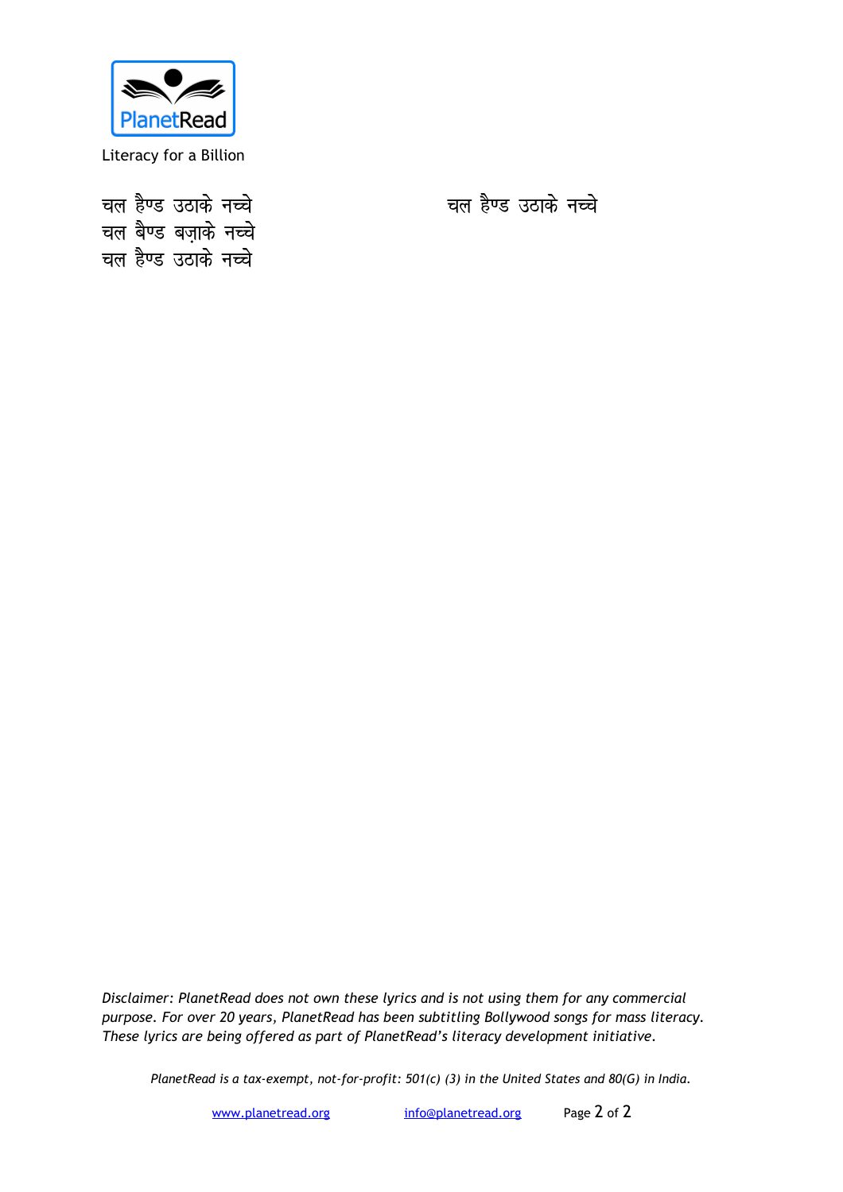PlanetRead

Literacy for a Billion

चल हैण्ड उठाके नच्चे
चल बैण्ड बज़ाके नच्चे
चल हैण्ड उठाके नच्चे

चल हैण्ड उठाके नच्चे

*Disclaimer: PlanetRead does not own these lyrics and is not using them for any commercial purpose. For over 20 years, PlanetRead has been subtitling Bollywood songs for mass literacy. These lyrics are being offered as part of PlanetRead's literacy development initiative.*

*PlanetRead is a tax-exempt, not-for-profit: 501(c) (3) in the United States and 80(G) in India.*

www.planetread.org info@planetread.org